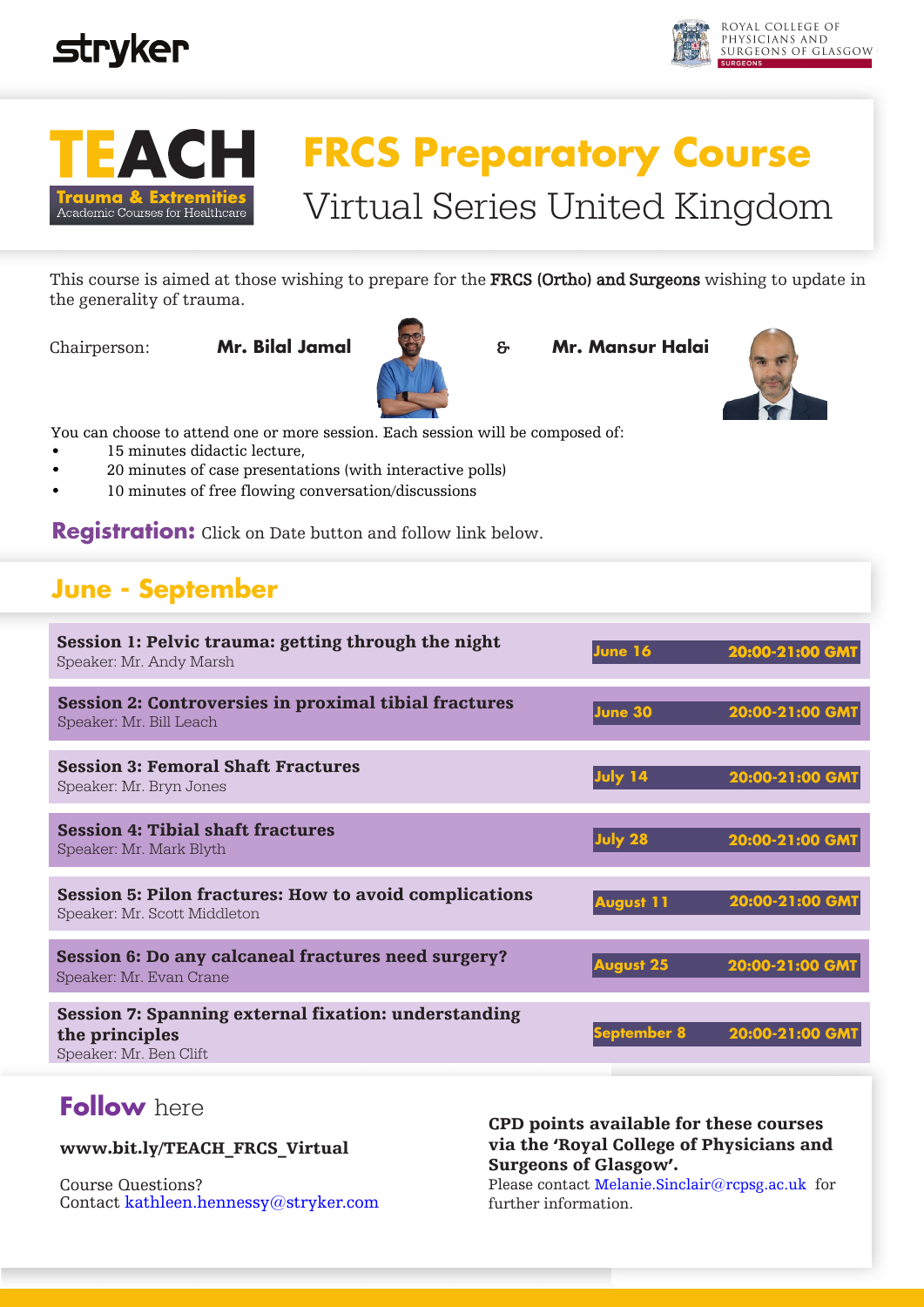stryker

ROYAL COLLEGE OF PHYSICIANS AND SURGEONS OF GLASGOW
SURGEONS

**TEACH**
Trauma & Extremities
Academic Courses for Healthcare

# FRCS Preparatory Course

## Virtual Series United Kingdom

This course is aimed at those wishing to prepare for the **FRCS (Ortho) and Surgeons** wishing to update in the generality of trauma.

Chairperson: **Mr. Bilal Jamal** & **Mr. Mansur Halai**

You can choose to attend one or more session. Each session will be composed of:

- 15 minutes didactic lecture,
- 20 minutes of case presentations (with interactive polls)
- 10 minutes of free flowing conversation/discussions

**Registration:** Click on Date button and follow link below.

## June - September

| Session | Date | Time |
|---|---|---|
| **Session 1: Pelvic trauma: getting through the night**<br>Speaker: Mr. Andy Marsh | June 16 | 20:00-21:00 GMT |
| **Session 2: Controversies in proximal tibial fractures**<br>Speaker: Mr. Bill Leach | June 30 | 20:00-21:00 GMT |
| **Session 3: Femoral Shaft Fractures**<br>Speaker: Mr. Bryn Jones | July 14 | 20:00-21:00 GMT |
| **Session 4: Tibial shaft fractures**<br>Speaker: Mr. Mark Blyth | July 28 | 20:00-21:00 GMT |
| **Session 5: Pilon fractures: How to avoid complications**<br>Speaker: Mr. Scott Middleton | August 11 | 20:00-21:00 GMT |
| **Session 6: Do any calcaneal fractures need surgery?**<br>Speaker: Mr. Evan Crane | August 25 | 20:00-21:00 GMT |
| **Session 7: Spanning external fixation: understanding the principles**<br>Speaker: Mr. Ben Clift | September 8 | 20:00-21:00 GMT |

## Follow here

**www.bit.ly/TEACH_FRCS_Virtual**

Course Questions?
Contact kathleen.hennessy@stryker.com

**CPD points available for these courses via the 'Royal College of Physicians and Surgeons of Glasgow'.**
Please contact Melanie.Sinclair@rcpsg.ac.uk for further information.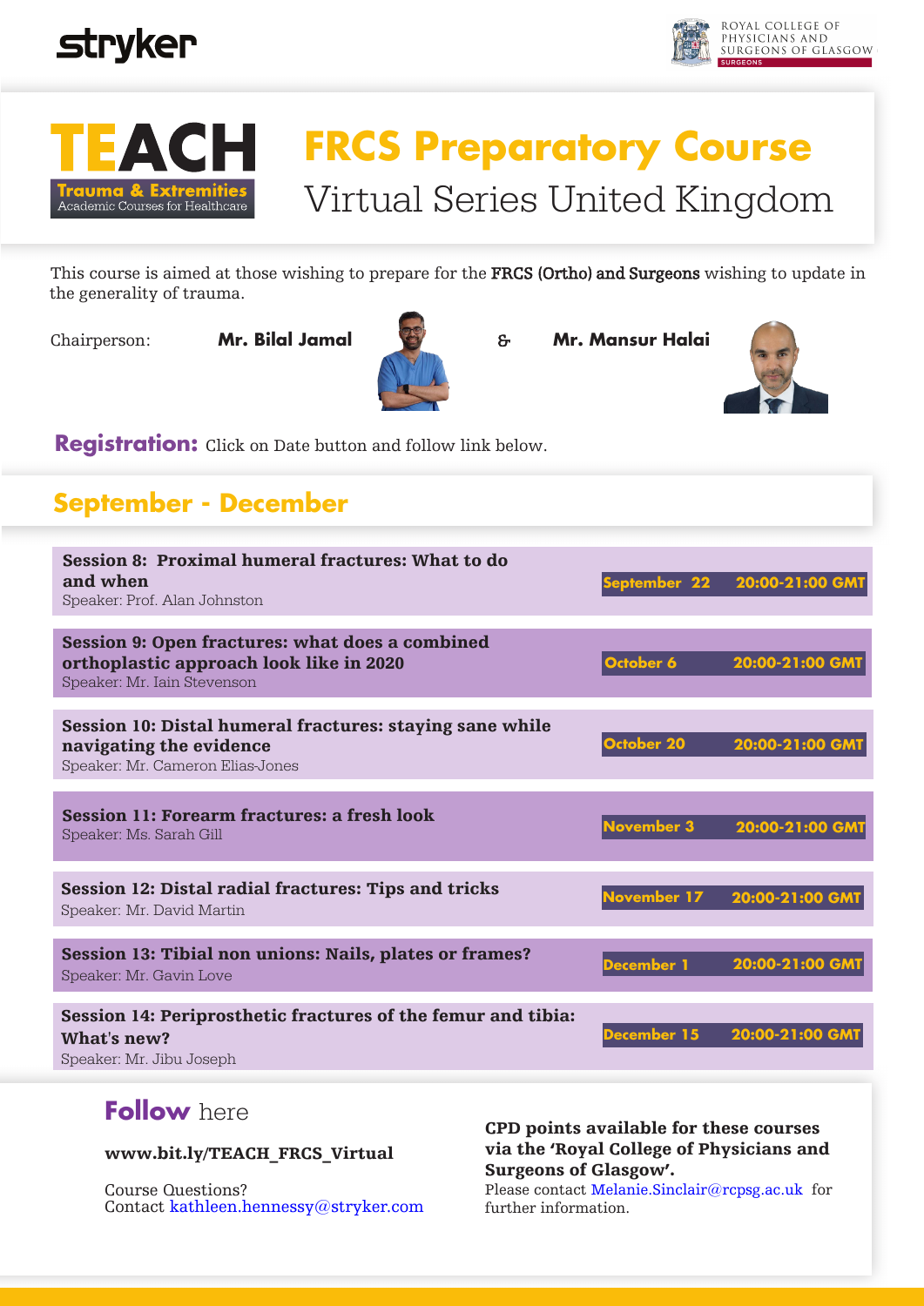stryker

ROYAL COLLEGE OF PHYSICIANS AND SURGEONS OF GLASGOW
SURGEONS

# TEACH

**Trauma & Extremities**
Academic Courses for Healthcare

# FRCS Preparatory Course

## Virtual Series United Kingdom

This course is aimed at those wishing to prepare for the **FRCS (Ortho) and Surgeons** wishing to update in the generality of trauma.

Chairperson: **Mr. Bilal Jamal** & **Mr. Mansur Halai**

**Registration:** Click on Date button and follow link below.

## September - December

| | | |
|---|---|---|
| **Session 8: Proximal humeral fractures: What to do and when**<br>Speaker: Prof. Alan Johnston | September 22 | 20:00-21:00 GMT |
| **Session 9: Open fractures: what does a combined orthoplastic approach look like in 2020**<br>Speaker: Mr. Iain Stevenson | October 6 | 20:00-21:00 GMT |
| **Session 10: Distal humeral fractures: staying sane while navigating the evidence**<br>Speaker: Mr. Cameron Elias-Jones | October 20 | 20:00-21:00 GMT |
| **Session 11: Forearm fractures: a fresh look**<br>Speaker: Ms. Sarah Gill | November 3 | 20:00-21:00 GMT |
| **Session 12: Distal radial fractures: Tips and tricks**<br>Speaker: Mr. David Martin | November 17 | 20:00-21:00 GMT |
| **Session 13: Tibial non unions: Nails, plates or frames?**<br>Speaker: Mr. Gavin Love | December 1 | 20:00-21:00 GMT |
| **Session 14: Periprosthetic fractures of the femur and tibia: What's new?**<br>Speaker: Mr. Jibu Joseph | December 15 | 20:00-21:00 GMT |

**Follow** here

**www.bit.ly/TEACH_FRCS_Virtual**

Course Questions?
Contact kathleen.hennessy@stryker.com

**CPD points available for these courses via the 'Royal College of Physicians and Surgeons of Glasgow'.**
Please contact Melanie.Sinclair@rcpsg.ac.uk for further information.